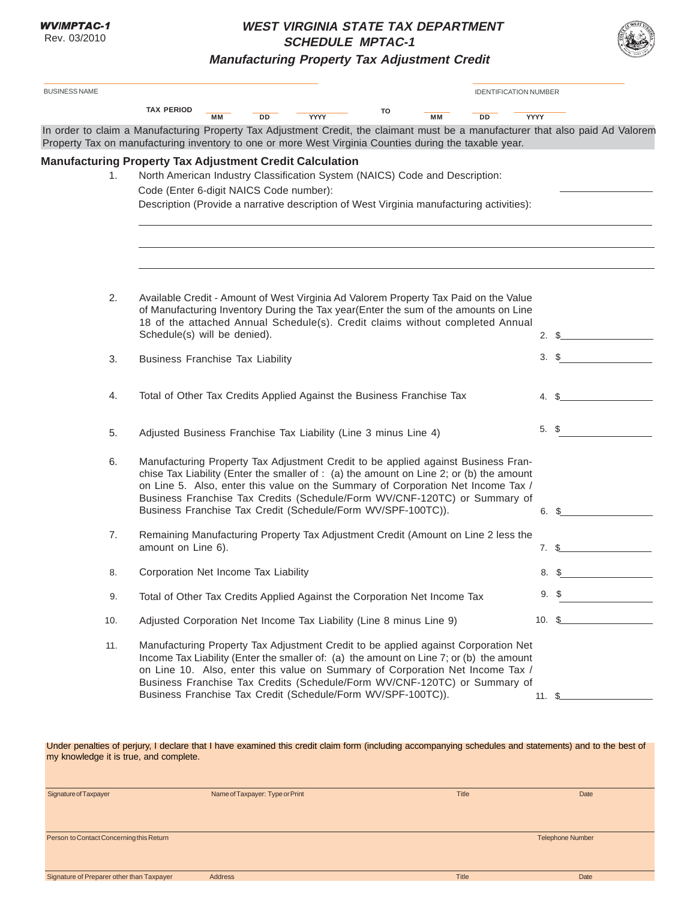WV/MPTAC-1
Rev. 03/2010

# WEST VIRGINIA STATE TAX DEPARTMENT
## SCHEDULE MPTAC-1
### Manufacturing Property Tax Adjustment Credit

BUSINESS NAME ______________________________ IDENTIFICATION NUMBER ______________________________

TAX PERIOD ____ ____ ________ TO ____ ____ ________
MM DD YYYY MM DD YYYY

In order to claim a Manufacturing Property Tax Adjustment Credit, the claimant must be a manufacturer that also paid Ad Valorem Property Tax on manufacturing inventory to one or more West Virginia Counties during the taxable year.

**Manufacturing Property Tax Adjustment Credit Calculation**

1. North American Industry Classification System (NAICS) Code and Description:
   Code (Enter 6-digit NAICS Code number): ____________
   Description (Provide a narrative description of West Virginia manufacturing activities):
   ______________________________________________________________
   ______________________________________________________________
   ______________________________________________________________

2. Available Credit - Amount of West Virginia Ad Valorem Property Tax Paid on the Value of Manufacturing Inventory During the Tax year(Enter the sum of the amounts on Line 18 of the attached Annual Schedule(s). Credit claims without completed Annual Schedule(s) will be denied). **2. $**____________

3. Business Franchise Tax Liability **3. $**____________

4. Total of Other Tax Credits Applied Against the Business Franchise Tax **4. $**____________

5. Adjusted Business Franchise Tax Liability (Line 3 minus Line 4) **5. $**____________

6. Manufacturing Property Tax Adjustment Credit to be applied against Business Franchise Tax Liability (Enter the smaller of : (a) the amount on Line 2; or (b) the amount on Line 5. Also, enter this value on the Summary of Corporation Net Income Tax / Business Franchise Tax Credits (Schedule/Form WV/CNF-120TC) or Summary of Business Franchise Tax Credit (Schedule/Form WV/SPF-100TC)). **6. $**____________

7. Remaining Manufacturing Property Tax Adjustment Credit (Amount on Line 2 less the amount on Line 6). **7. $**____________

8. Corporation Net Income Tax Liability **8. $**____________

9. Total of Other Tax Credits Applied Against the Corporation Net Income Tax **9. $**____________

10. Adjusted Corporation Net Income Tax Liability (Line 8 minus Line 9) **10. $**____________

11. Manufacturing Property Tax Adjustment Credit to be applied against Corporation Net Income Tax Liability (Enter the smaller of: (a) the amount on Line 7; or (b) the amount on Line 10. Also, enter this value on Summary of Corporation Net Income Tax / Business Franchise Tax Credits (Schedule/Form WV/CNF-120TC) or Summary of Business Franchise Tax Credit (Schedule/Form WV/SPF-100TC)). **11. $**____________

Under penalties of perjury, I declare that I have examined this credit claim form (including accompanying schedules and statements) and to the best of my knowledge it is true, and complete.

| Signature of Taxpayer | Name of Taxpayer: Type or Print | Title | Date |
|---|---|---|---|
| | | | |

| Person to Contact Concerning this Return | Telephone Number |
|---|---|
| | |

| Signature of Preparer other than Taxpayer | Address | Title | Date |
|---|---|---|---|
| | | | |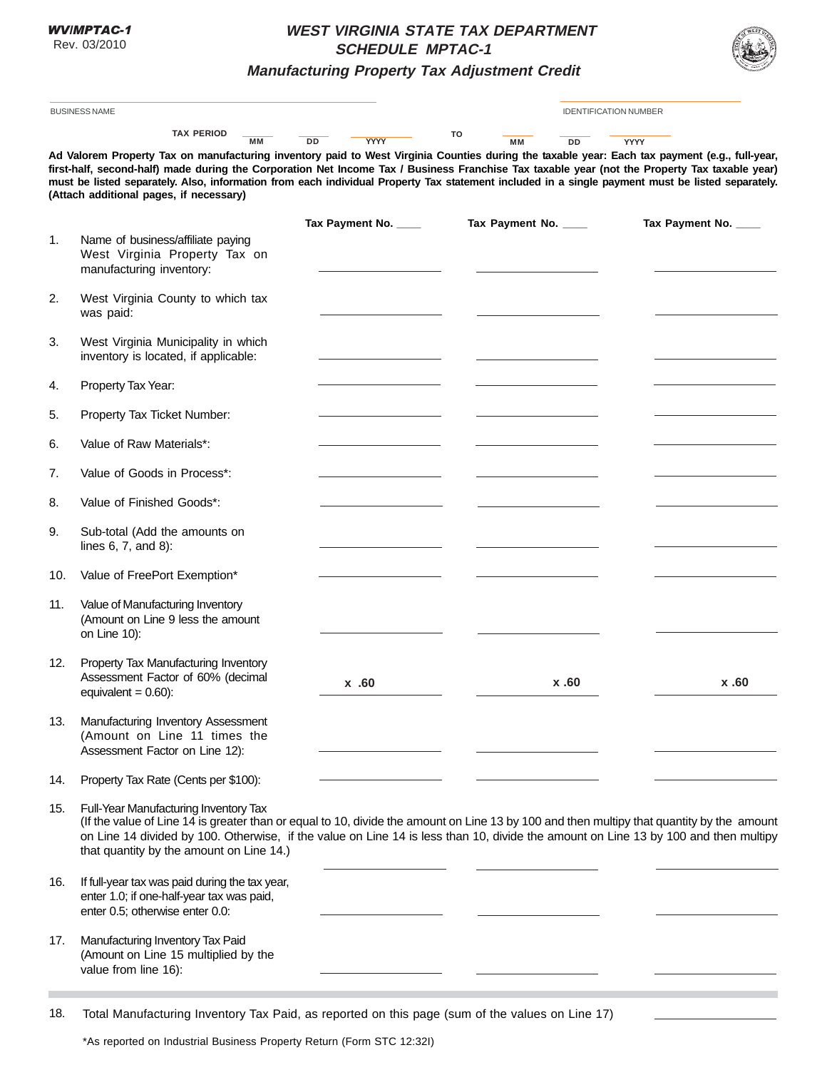WV/MPTAC-1
Rev. 03/2010

# WEST VIRGINIA STATE TAX DEPARTMENT
## SCHEDULE MPTAC-1
### Manufacturing Property Tax Adjustment Credit

BUSINESS NAME ______________________ IDENTIFICATION NUMBER ______________________

TAX PERIOD ____ MM ____ DD ____ YYYY TO ____ MM ____ DD ____ YYYY

**Ad Valorem Property Tax on manufacturing inventory paid to West Virginia Counties during the taxable year: Each tax payment (e.g., full-year, first-half, second-half) made during the Corporation Net Income Tax / Business Franchise Tax taxable year (not the Property Tax taxable year) must be listed separately. Also, information from each individual Property Tax statement included in a single payment must be listed separately. (Attach additional pages, if necessary)**

| | | Tax Payment No. ____ | Tax Payment No. ____ | Tax Payment No. ____ |
|---|---|---|---|---|
| 1. | Name of business/affiliate paying West Virginia Property Tax on manufacturing inventory: | | | |
| 2. | West Virginia County to which tax was paid: | | | |
| 3. | West Virginia Municipality in which inventory is located, if applicable: | | | |
| 4. | Property Tax Year: | | | |
| 5. | Property Tax Ticket Number: | | | |
| 6. | Value of Raw Materials*: | | | |
| 7. | Value of Goods in Process*: | | | |
| 8. | Value of Finished Goods*: | | | |
| 9. | Sub-total (Add the amounts on lines 6, 7, and 8): | | | |
| 10. | Value of FreePort Exemption* | | | |
| 11. | Value of Manufacturing Inventory (Amount on Line 9 less the amount on Line 10): | | | |
| 12. | Property Tax Manufacturing Inventory Assessment Factor of 60% (decimal equivalent = 0.60): | x .60 | x .60 | x .60 |
| 13. | Manufacturing Inventory Assessment (Amount on Line 11 times the Assessment Factor on Line 12): | | | |
| 14. | Property Tax Rate (Cents per $100): | | | |
| 15. | Full-Year Manufacturing Inventory Tax (If the value of Line 14 is greater than or equal to 10, divide the amount on Line 13 by 100 and then multipy that quantity by the amount on Line 14 divided by 100. Otherwise, if the value on Line 14 is less than 10, divide the amount on Line 13 by 100 and then multipy that quantity by the amount on Line 14.) | | | |
| 16. | If full-year tax was paid during the tax year, enter 1.0; if one-half-year tax was paid, enter 0.5; otherwise enter 0.0: | | | |
| 17. | Manufacturing Inventory Tax Paid (Amount on Line 15 multiplied by the value from line 16): | | | |

18. Total Manufacturing Inventory Tax Paid, as reported on this page (sum of the values on Line 17) ____________

*As reported on Industrial Business Property Return (Form STC 12:32I)